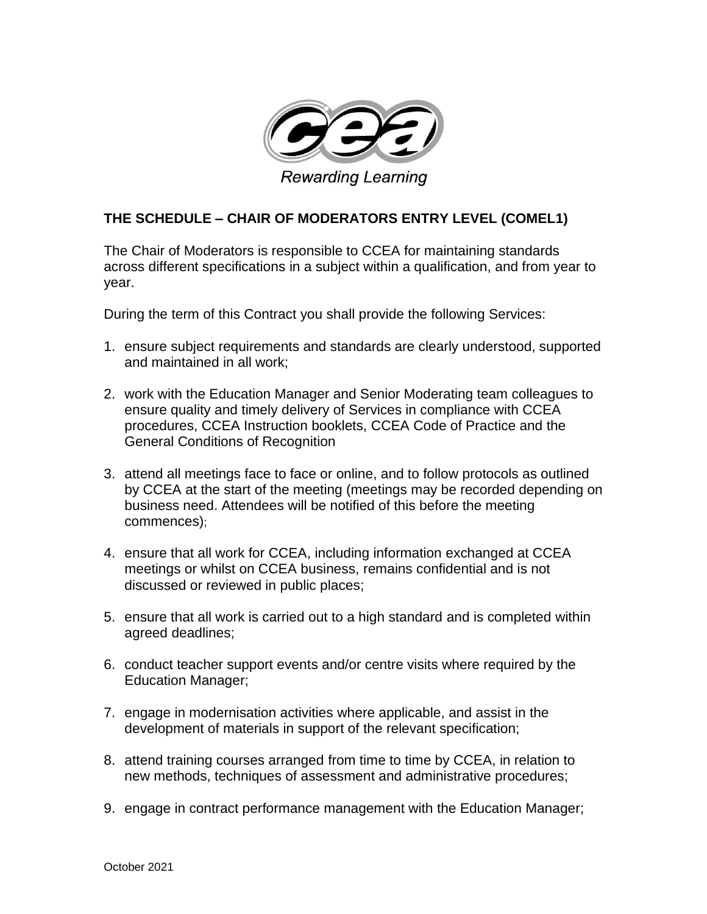Rewarding Learning

## THE SCHEDULE – CHAIR OF MODERATORS ENTRY LEVEL (COMEL1)

The Chair of Moderators is responsible to CCEA for maintaining standards across different specifications in a subject within a qualification, and from year to year.

During the term of this Contract you shall provide the following Services:

1. ensure subject requirements and standards are clearly understood, supported and maintained in all work;

2. work with the Education Manager and Senior Moderating team colleagues to ensure quality and timely delivery of Services in compliance with CCEA procedures, CCEA Instruction booklets, CCEA Code of Practice and the General Conditions of Recognition

3. attend all meetings face to face or online, and to follow protocols as outlined by CCEA at the start of the meeting (meetings may be recorded depending on business need. Attendees will be notified of this before the meeting commences);

4. ensure that all work for CCEA, including information exchanged at CCEA meetings or whilst on CCEA business, remains confidential and is not discussed or reviewed in public places;

5. ensure that all work is carried out to a high standard and is completed within agreed deadlines;

6. conduct teacher support events and/or centre visits where required by the Education Manager;

7. engage in modernisation activities where applicable, and assist in the development of materials in support of the relevant specification;

8. attend training courses arranged from time to time by CCEA, in relation to new methods, techniques of assessment and administrative procedures;

9. engage in contract performance management with the Education Manager;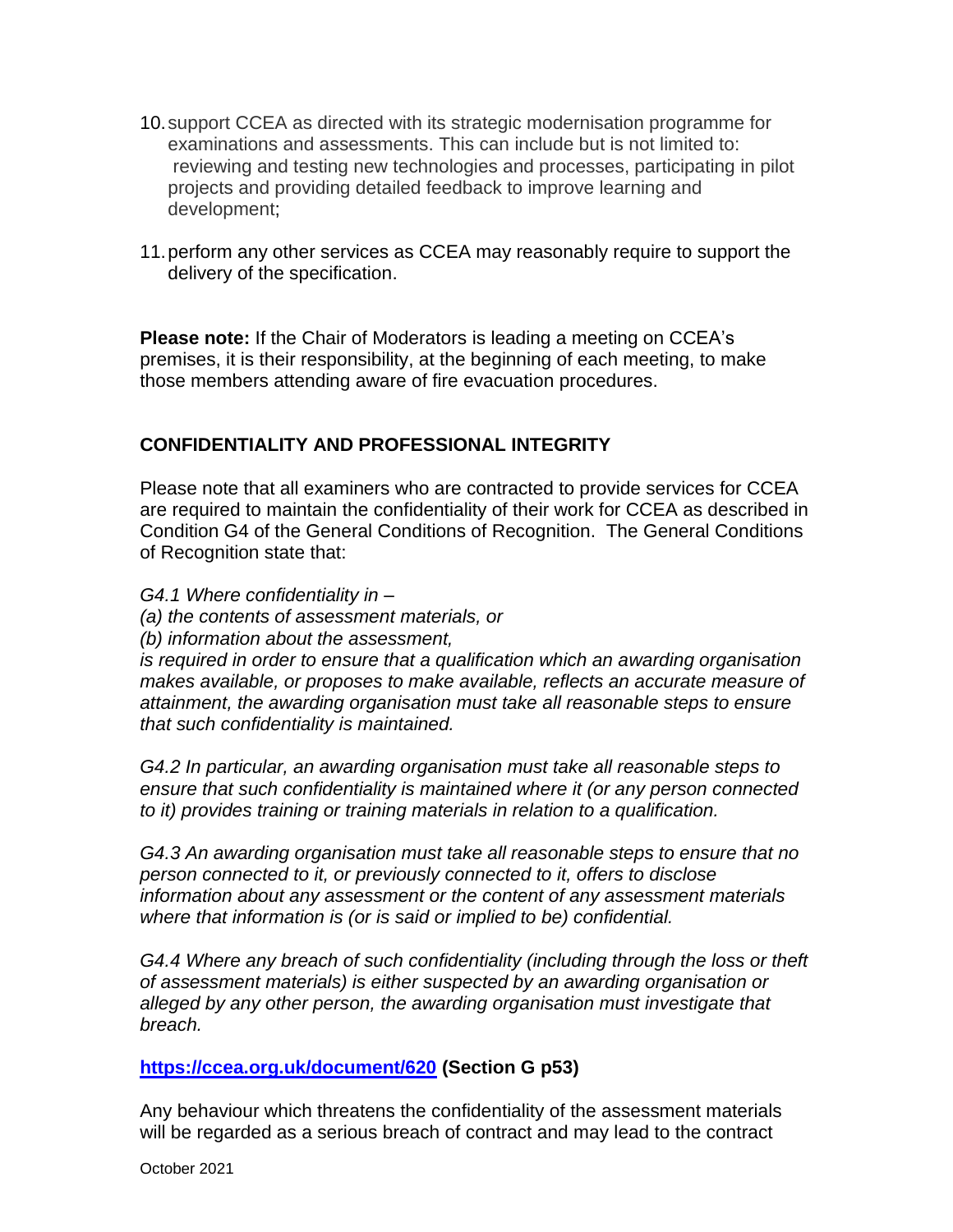10. support CCEA as directed with its strategic modernisation programme for examinations and assessments. This can include but is not limited to: reviewing and testing new technologies and processes, participating in pilot projects and providing detailed feedback to improve learning and development;

11. perform any other services as CCEA may reasonably require to support the delivery of the specification.

**Please note:** If the Chair of Moderators is leading a meeting on CCEA's premises, it is their responsibility, at the beginning of each meeting, to make those members attending aware of fire evacuation procedures.

## CONFIDENTIALITY AND PROFESSIONAL INTEGRITY

Please note that all examiners who are contracted to provide services for CCEA are required to maintain the confidentiality of their work for CCEA as described in Condition G4 of the General Conditions of Recognition. The General Conditions of Recognition state that:

*G4.1 Where confidentiality in –*
*(a) the contents of assessment materials, or*
*(b) information about the assessment,*
*is required in order to ensure that a qualification which an awarding organisation makes available, or proposes to make available, reflects an accurate measure of attainment, the awarding organisation must take all reasonable steps to ensure that such confidentiality is maintained.*

*G4.2 In particular, an awarding organisation must take all reasonable steps to ensure that such confidentiality is maintained where it (or any person connected to it) provides training or training materials in relation to a qualification.*

*G4.3 An awarding organisation must take all reasonable steps to ensure that no person connected to it, or previously connected to it, offers to disclose information about any assessment or the content of any assessment materials where that information is (or is said or implied to be) confidential.*

*G4.4 Where any breach of such confidentiality (including through the loss or theft of assessment materials) is either suspected by an awarding organisation or alleged by any other person, the awarding organisation must investigate that breach.*

**[https://ccea.org.uk/document/620](https://ccea.org.uk/document/620) (Section G p53)**

Any behaviour which threatens the confidentiality of the assessment materials will be regarded as a serious breach of contract and may lead to the contract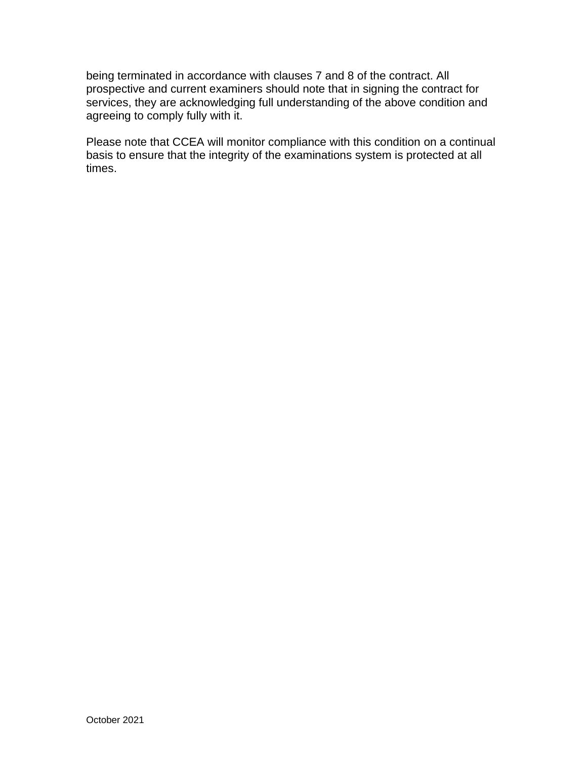being terminated in accordance with clauses 7 and 8 of the contract. All prospective and current examiners should note that in signing the contract for services, they are acknowledging full understanding of the above condition and agreeing to comply fully with it.

Please note that CCEA will monitor compliance with this condition on a continual basis to ensure that the integrity of the examinations system is protected at all times.

October 2021